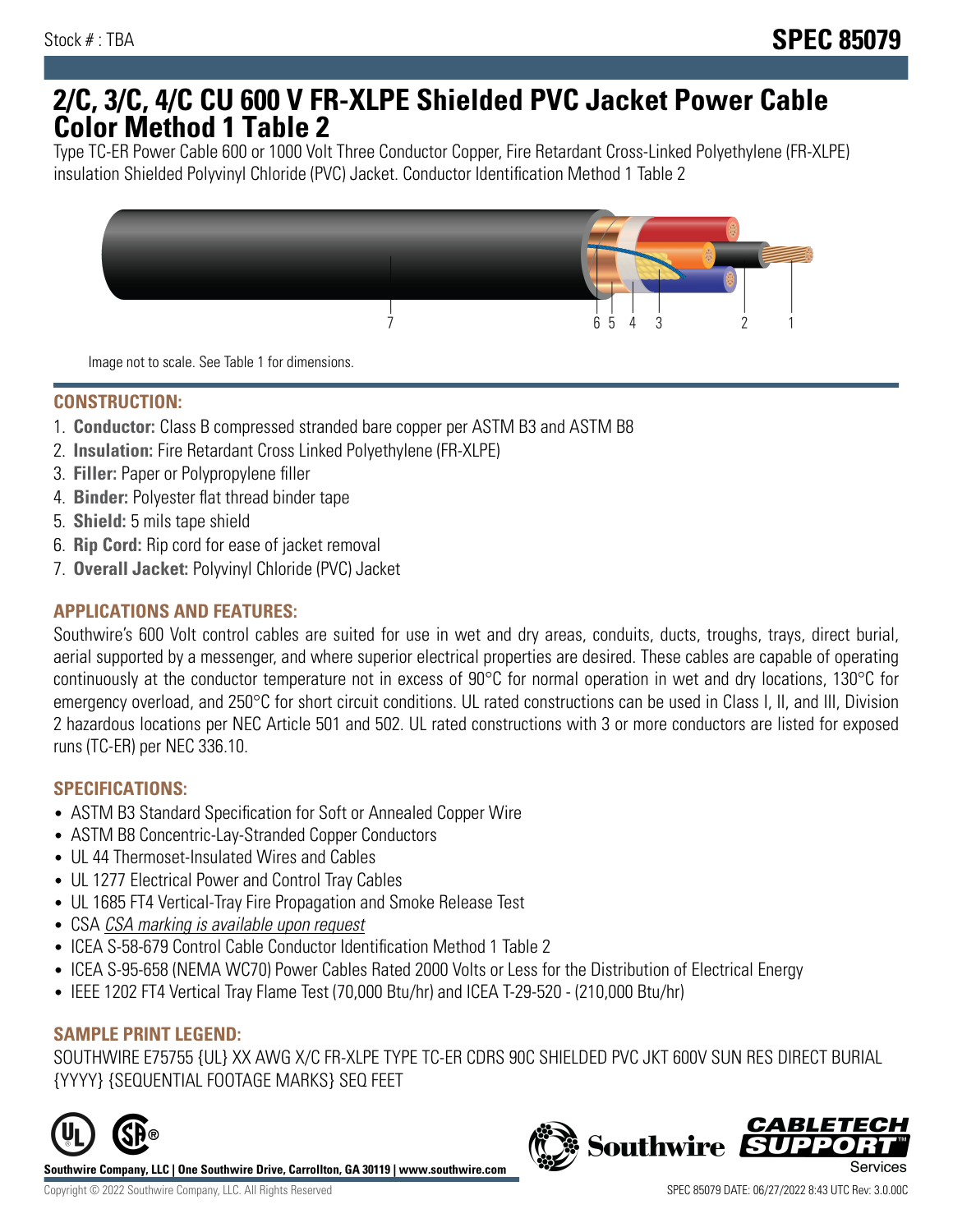Stock # : TBA

**SPEC 85079**

# 2/C, 3/C, 4/C CU 600 V FR-XLPE Shielded PVC Jacket Power Cable Color Method 1 Table 2

Type TC-ER Power Cable 600 or 1000 Volt Three Conductor Copper, Fire Retardant Cross-Linked Polyethylene (FR-XLPE) insulation Shielded Polyvinyl Chloride (PVC) Jacket. Conductor Identification Method 1 Table 2

7 6 5 4 3 2 1

Image not to scale. See Table 1 for dimensions.

## CONSTRUCTION:

1. **Conductor:** Class B compressed stranded bare copper per ASTM B3 and ASTM B8
2. **Insulation:** Fire Retardant Cross Linked Polyethylene (FR-XLPE)
3. **Filler:** Paper or Polypropylene filler
4. **Binder:** Polyester flat thread binder tape
5. **Shield:** 5 mils tape shield
6. **Rip Cord:** Rip cord for ease of jacket removal
7. **Overall Jacket:** Polyvinyl Chloride (PVC) Jacket

## APPLICATIONS AND FEATURES:

Southwire's 600 Volt control cables are suited for use in wet and dry areas, conduits, ducts, troughs, trays, direct burial, aerial supported by a messenger, and where superior electrical properties are desired. These cables are capable of operating continuously at the conductor temperature not in excess of 90°C for normal operation in wet and dry locations, 130°C for emergency overload, and 250°C for short circuit conditions. UL rated constructions can be used in Class I, II, and III, Division 2 hazardous locations per NEC Article 501 and 502. UL rated constructions with 3 or more conductors are listed for exposed runs (TC-ER) per NEC 336.10.

## SPECIFICATIONS:

- ASTM B3 Standard Specification for Soft or Annealed Copper Wire
- ASTM B8 Concentric-Lay-Stranded Copper Conductors
- UL 44 Thermoset-Insulated Wires and Cables
- UL 1277 Electrical Power and Control Tray Cables
- UL 1685 FT4 Vertical-Tray Fire Propagation and Smoke Release Test
- CSA *CSA marking is available upon request*
- ICEA S-58-679 Control Cable Conductor Identification Method 1 Table 2
- ICEA S-95-658 (NEMA WC70) Power Cables Rated 2000 Volts or Less for the Distribution of Electrical Energy
- IEEE 1202 FT4 Vertical Tray Flame Test (70,000 Btu/hr) and ICEA T-29-520 - (210,000 Btu/hr)

## SAMPLE PRINT LEGEND:

SOUTHWIRE E75755 {UL} XX AWG X/C FR-XLPE TYPE TC-ER CDRS 90C SHIELDED PVC JKT 600V SUN RES DIRECT BURIAL {YYYY} {SEQUENTIAL FOOTAGE MARKS} SEQ FEET

**Southwire Company, LLC | One Southwire Drive, Carrollton, GA 30119 | www.southwire.com**

Copyright © 2022 Southwire Company, LLC. All Rights Reserved

SPEC 85079 DATE: 06/27/2022 8:43 UTC Rev: 3.0.00C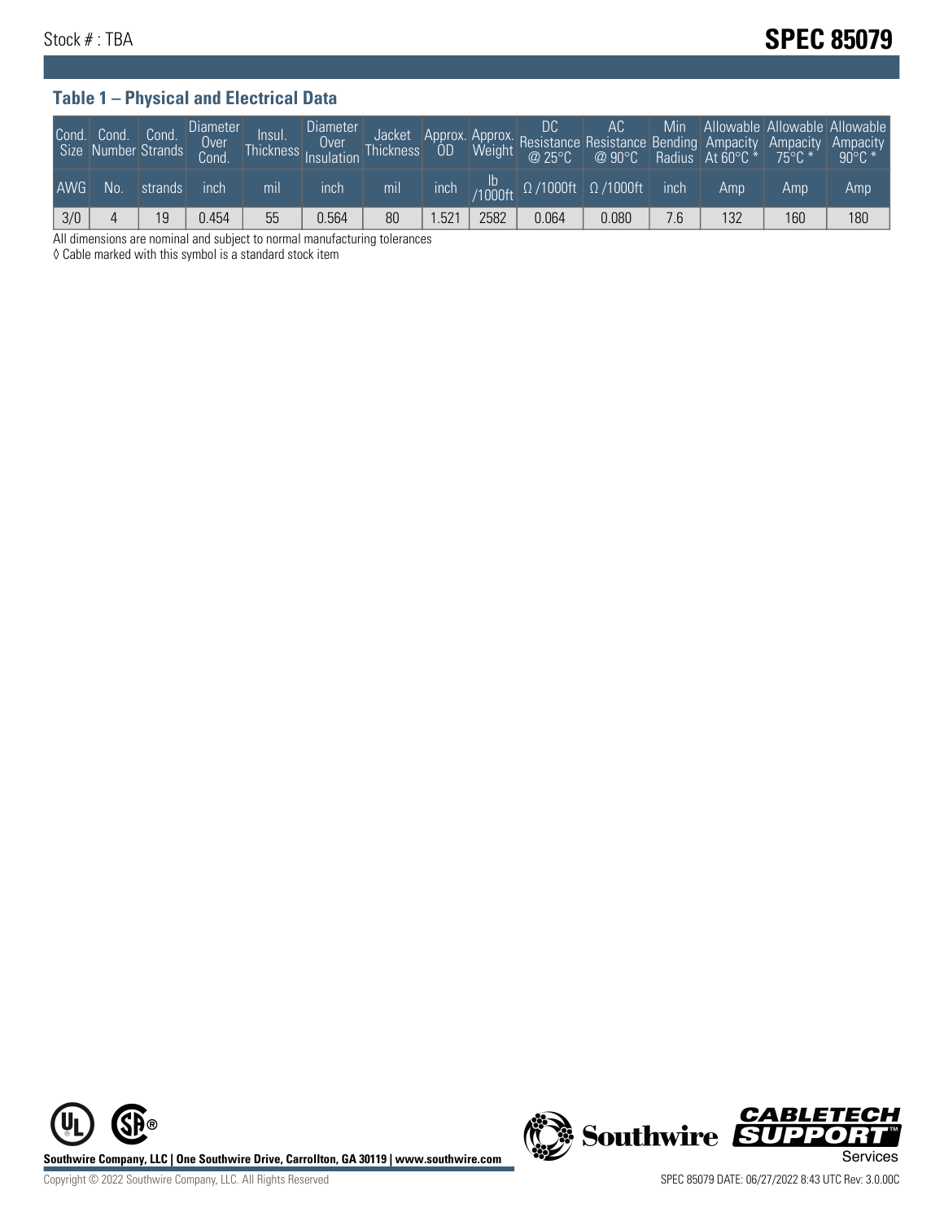## Table 1 – Physical and Electrical Data

| Cond. Size | Cond. Number | Cond. Strands | Diameter Over Cond. | Insul. Thickness | Diameter Over Insulation | Jacket Thickness | Approx. OD | Approx. Weight | DC Resistance @ 25°C | AC Resistance @ 90°C | Min Bending Radius | Allowable Ampacity At 60°C * | Allowable Ampacity 75°C * | Allowable Ampacity 90°C * |
|---|---|---|---|---|---|---|---|---|---|---|---|---|---|---|
| AWG | No. | strands | inch | mil | inch | mil | inch | lb /1000ft | Ω /1000ft | Ω /1000ft | inch | Amp | Amp | Amp |
| 3/0 | 4 | 19 | 0.454 | 55 | 0.564 | 80 | 1.521 | 2582 | 0.064 | 0.080 | 7.6 | 132 | 160 | 180 |

All dimensions are nominal and subject to normal manufacturing tolerances

◊ Cable marked with this symbol is a standard stock item

**Southwire Company, LLC | One Southwire Drive, Carrollton, GA 30119 | www.southwire.com**

Copyright © 2022 Southwire Company, LLC. All Rights Reserved

SPEC 85079 DATE: 06/27/2022 8:43 UTC Rev: 3.0.00C